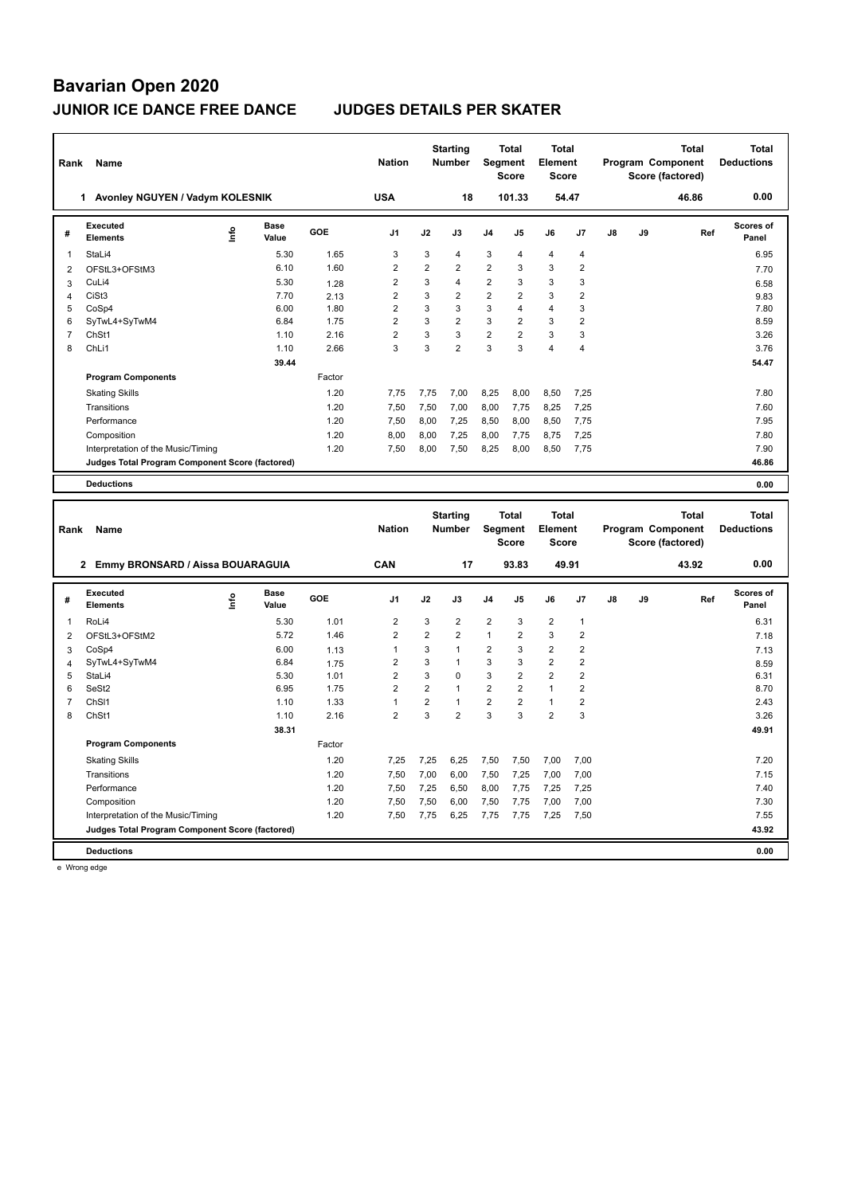# Bavarian Open 2020

## JUNIOR ICE DANCE FREE DANCE JUDGES DETAILS PER SKATER

| Rank | Name | Nation | Starting Number | Total Segment Score | Total Element Score | Total Program Component Score (factored) | Total Deductions |
|---|---|---|---|---|---|---|---|
| 1 | Avonley NGUYEN / Vadym KOLESNIK | USA | 18 | 101.33 | 54.47 | 46.86 | 0.00 |

| # | Executed Elements | Info | Base Value | GOE | J1 | J2 | J3 | J4 | J5 | J6 | J7 | J8 | J9 | Ref | Scores of Panel |
|---|---|---|---|---|---|---|---|---|---|---|---|---|---|---|---|
| 1 | StaLi4 | | 5.30 | 1.65 | 3 | 3 | 4 | 3 | 4 | 4 | 4 | | | | 6.95 |
| 2 | OFStL3+OFStM3 | | 6.10 | 1.60 | 2 | 2 | 2 | 2 | 3 | 3 | 2 | | | | 7.70 |
| 3 | CuLi4 | | 5.30 | 1.28 | 2 | 3 | 4 | 2 | 3 | 3 | 3 | | | | 6.58 |
| 4 | CiSt3 | | 7.70 | 2.13 | 2 | 3 | 2 | 2 | 2 | 3 | 2 | | | | 9.83 |
| 5 | CoSp4 | | 6.00 | 1.80 | 2 | 3 | 3 | 3 | 4 | 4 | 3 | | | | 7.80 |
| 6 | SyTwL4+SyTwM4 | | 6.84 | 1.75 | 2 | 3 | 2 | 3 | 2 | 3 | 2 | | | | 8.59 |
| 7 | ChSt1 | | 1.10 | 2.16 | 2 | 3 | 3 | 2 | 2 | 3 | 3 | | | | 3.26 |
| 8 | ChLi1 | | 1.10 | 2.66 | 3 | 3 | 2 | 3 | 3 | 4 | 4 | | | | 3.76 |
| | | | 39.44 | | | | | | | | | | | | 54.47 |

| Program Components | Factor | J1 | J2 | J3 | J4 | J5 | J6 | J7 | J8 | J9 | Scores of Panel |
|---|---|---|---|---|---|---|---|---|---|---|---|
| Skating Skills | 1.20 | 7,75 | 7,75 | 7,00 | 8,25 | 8,00 | 8,50 | 7,25 | | | 7.80 |
| Transitions | 1.20 | 7,50 | 7,50 | 7,00 | 8,00 | 7,75 | 8,25 | 7,25 | | | 7.60 |
| Performance | 1.20 | 7,50 | 8,00 | 7,25 | 8,50 | 8,00 | 8,50 | 7,75 | | | 7.95 |
| Composition | 1.20 | 8,00 | 8,00 | 7,25 | 8,00 | 7,75 | 8,75 | 7,25 | | | 7.80 |
| Interpretation of the Music/Timing | 1.20 | 7,50 | 8,00 | 7,50 | 8,25 | 8,00 | 8,50 | 7,75 | | | 7.90 |
| Judges Total Program Component Score (factored) | | | | | | | | | | | 46.86 |

**Deductions** 0.00

| Rank | Name | Nation | Starting Number | Total Segment Score | Total Element Score | Total Program Component Score (factored) | Total Deductions |
|---|---|---|---|---|---|---|---|
| 2 | Emmy BRONSARD / Aissa BOUARAGUIA | CAN | 17 | 93.83 | 49.91 | 43.92 | 0.00 |

| # | Executed Elements | Info | Base Value | GOE | J1 | J2 | J3 | J4 | J5 | J6 | J7 | J8 | J9 | Ref | Scores of Panel |
|---|---|---|---|---|---|---|---|---|---|---|---|---|---|---|---|
| 1 | RoLi4 | | 5.30 | 1.01 | 2 | 3 | 2 | 2 | 3 | 2 | 1 | | | | 6.31 |
| 2 | OFStL3+OFStM2 | | 5.72 | 1.46 | 2 | 2 | 2 | 1 | 2 | 3 | 2 | | | | 7.18 |
| 3 | CoSp4 | | 6.00 | 1.13 | 1 | 3 | 1 | 2 | 3 | 2 | 2 | | | | 7.13 |
| 4 | SyTwL4+SyTwM4 | | 6.84 | 1.75 | 2 | 3 | 1 | 3 | 3 | 2 | 2 | | | | 8.59 |
| 5 | StaLi4 | | 5.30 | 1.01 | 2 | 3 | 0 | 3 | 2 | 2 | 2 | | | | 6.31 |
| 6 | SeSt2 | | 6.95 | 1.75 | 2 | 2 | 1 | 2 | 2 | 1 | 2 | | | | 8.70 |
| 7 | ChSl1 | | 1.10 | 1.33 | 1 | 2 | 1 | 2 | 2 | 1 | 2 | | | | 2.43 |
| 8 | ChSt1 | | 1.10 | 2.16 | 2 | 3 | 2 | 3 | 3 | 2 | 3 | | | | 3.26 |
| | | | 38.31 | | | | | | | | | | | | 49.91 |

| Program Components | Factor | J1 | J2 | J3 | J4 | J5 | J6 | J7 | J8 | J9 | Scores of Panel |
|---|---|---|---|---|---|---|---|---|---|---|---|
| Skating Skills | 1.20 | 7,25 | 7,25 | 6,25 | 7,50 | 7,50 | 7,00 | 7,00 | | | 7.20 |
| Transitions | 1.20 | 7,50 | 7,00 | 6,00 | 7,50 | 7,25 | 7,00 | 7,00 | | | 7.15 |
| Performance | 1.20 | 7,50 | 7,25 | 6,50 | 8,00 | 7,75 | 7,25 | 7,25 | | | 7.40 |
| Composition | 1.20 | 7,50 | 7,50 | 6,00 | 7,50 | 7,75 | 7,00 | 7,00 | | | 7.30 |
| Interpretation of the Music/Timing | 1.20 | 7,50 | 7,75 | 6,25 | 7,75 | 7,75 | 7,25 | 7,50 | | | 7.55 |
| Judges Total Program Component Score (factored) | | | | | | | | | | | 43.92 |

**Deductions** 0.00

e Wrong edge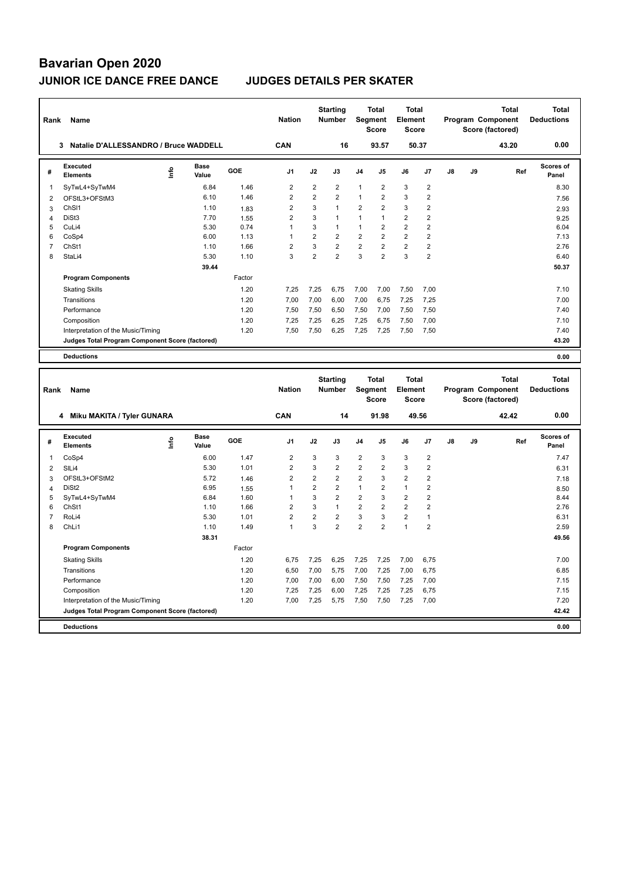# Bavarian Open 2020

## JUNIOR ICE DANCE FREE DANCE JUDGES DETAILS PER SKATER

| Rank | Name | Nation | Starting Number | Total Segment Score | Total Element Score | Total Program Component Score (factored) | Total Deductions |
|---|---|---|---|---|---|---|---|
| 3 | Natalie D'ALLESSANDRO / Bruce WADDELL | CAN | 16 | 93.57 | 50.37 | 43.20 | 0.00 |

| # | Executed Elements | Info | Base Value | GOE | J1 | J2 | J3 | J4 | J5 | J6 | J7 | J8 | J9 | Ref | Scores of Panel |
|---|---|---|---|---|---|---|---|---|---|---|---|---|---|---|---|
| 1 | SyTwL4+SyTwM4 | | 6.84 | 1.46 | 2 | 2 | 2 | 1 | 2 | 3 | 2 | | | | 8.30 |
| 2 | OFStL3+OFStM3 | | 6.10 | 1.46 | 2 | 2 | 2 | 1 | 2 | 3 | 2 | | | | 7.56 |
| 3 | ChSl1 | | 1.10 | 1.83 | 2 | 3 | 1 | 2 | 2 | 3 | 2 | | | | 2.93 |
| 4 | DiSt3 | | 7.70 | 1.55 | 2 | 3 | 1 | 1 | 1 | 2 | 2 | | | | 9.25 |
| 5 | CuLi4 | | 5.30 | 0.74 | 1 | 3 | 1 | 1 | 2 | 2 | 2 | | | | 6.04 |
| 6 | CoSp4 | | 6.00 | 1.13 | 1 | 2 | 2 | 2 | 2 | 2 | 2 | | | | 7.13 |
| 7 | ChSt1 | | 1.10 | 1.66 | 2 | 3 | 2 | 2 | 2 | 2 | 2 | | | | 2.76 |
| 8 | StaLi4 | | 5.30 | 1.10 | 3 | 2 | 2 | 3 | 2 | 3 | 2 | | | | 6.40 |
| | | | 39.44 | | | | | | | | | | | | 50.37 |
| | **Program Components** | | | Factor | | | | | | | | | | | |
| | Skating Skills | | | 1.20 | 7,25 | 7,25 | 6,75 | 7,00 | 7,00 | 7,50 | 7,00 | | | | 7.10 |
| | Transitions | | | 1.20 | 7,00 | 7,00 | 6,00 | 7,00 | 6,75 | 7,25 | 7,25 | | | | 7.00 |
| | Performance | | | 1.20 | 7,50 | 7,50 | 6,50 | 7,50 | 7,00 | 7,50 | 7,50 | | | | 7.40 |
| | Composition | | | 1.20 | 7,25 | 7,25 | 6,25 | 7,25 | 6,75 | 7,50 | 7,00 | | | | 7.10 |
| | Interpretation of the Music/Timing | | | 1.20 | 7,50 | 7,50 | 6,25 | 7,25 | 7,25 | 7,50 | 7,50 | | | | 7.40 |
| | **Judges Total Program Component Score (factored)** | | | | | | | | | | | | | | 43.20 |
| | **Deductions** | | | | | | | | | | | | | | 0.00 |

| Rank | Name | Nation | Starting Number | Total Segment Score | Total Element Score | Total Program Component Score (factored) | Total Deductions |
|---|---|---|---|---|---|---|---|
| 4 | Miku MAKITA / Tyler GUNARA | CAN | 14 | 91.98 | 49.56 | 42.42 | 0.00 |

| # | Executed Elements | Info | Base Value | GOE | J1 | J2 | J3 | J4 | J5 | J6 | J7 | J8 | J9 | Ref | Scores of Panel |
|---|---|---|---|---|---|---|---|---|---|---|---|---|---|---|---|
| 1 | CoSp4 | | 6.00 | 1.47 | 2 | 3 | 3 | 2 | 3 | 3 | 2 | | | | 7.47 |
| 2 | SlLi4 | | 5.30 | 1.01 | 2 | 3 | 2 | 2 | 2 | 3 | 2 | | | | 6.31 |
| 3 | OFStL3+OFStM2 | | 5.72 | 1.46 | 2 | 2 | 2 | 2 | 3 | 2 | 2 | | | | 7.18 |
| 4 | DiSt2 | | 6.95 | 1.55 | 1 | 2 | 2 | 1 | 2 | 1 | 2 | | | | 8.50 |
| 5 | SyTwL4+SyTwM4 | | 6.84 | 1.60 | 1 | 3 | 2 | 2 | 3 | 2 | 2 | | | | 8.44 |
| 6 | ChSt1 | | 1.10 | 1.66 | 2 | 3 | 1 | 2 | 2 | 2 | 2 | | | | 2.76 |
| 7 | RoLi4 | | 5.30 | 1.01 | 2 | 2 | 2 | 3 | 3 | 2 | 1 | | | | 6.31 |
| 8 | ChLi1 | | 1.10 | 1.49 | 1 | 3 | 2 | 2 | 2 | 1 | 2 | | | | 2.59 |
| | | | 38.31 | | | | | | | | | | | | 49.56 |
| | **Program Components** | | | Factor | | | | | | | | | | | |
| | Skating Skills | | | 1.20 | 6,75 | 7,25 | 6,25 | 7,25 | 7,25 | 7,00 | 6,75 | | | | 7.00 |
| | Transitions | | | 1.20 | 6,50 | 7,00 | 5,75 | 7,00 | 7,25 | 7,00 | 6,75 | | | | 6.85 |
| | Performance | | | 1.20 | 7,00 | 7,00 | 6,00 | 7,50 | 7,50 | 7,25 | 7,00 | | | | 7.15 |
| | Composition | | | 1.20 | 7,25 | 7,25 | 6,00 | 7,25 | 7,25 | 7,25 | 6,75 | | | | 7.15 |
| | Interpretation of the Music/Timing | | | 1.20 | 7,00 | 7,25 | 5,75 | 7,50 | 7,50 | 7,25 | 7,00 | | | | 7.20 |
| | **Judges Total Program Component Score (factored)** | | | | | | | | | | | | | | 42.42 |
| | **Deductions** | | | | | | | | | | | | | | 0.00 |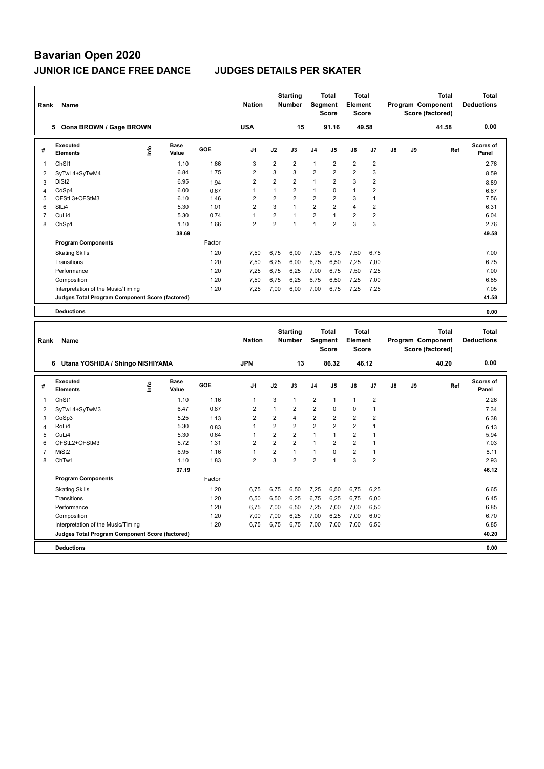# Bavarian Open 2020

## JUNIOR ICE DANCE FREE DANCE JUDGES DETAILS PER SKATER

| Rank | Name | Nation | Starting Number | Total Segment Score | Total Element Score | Total Program Component Score (factored) | Total Deductions |
|---|---|---|---|---|---|---|---|
| 5 | Oona BROWN / Gage BROWN | USA | 15 | 91.16 | 49.58 | 41.58 | 0.00 |

| # | Executed Elements | Info | Base Value | GOE | J1 | J2 | J3 | J4 | J5 | J6 | J7 | J8 | J9 | Ref | Scores of Panel |
|---|---|---|---|---|---|---|---|---|---|---|---|---|---|---|---|
| 1 | ChSl1 | | 1.10 | 1.66 | 3 | 2 | 2 | 1 | 2 | 2 | 2 | | | | 2.76 |
| 2 | SyTwL4+SyTwM4 | | 6.84 | 1.75 | 2 | 3 | 3 | 2 | 2 | 2 | 3 | | | | 8.59 |
| 3 | DiSt2 | | 6.95 | 1.94 | 2 | 2 | 2 | 1 | 2 | 3 | 2 | | | | 8.89 |
| 4 | CoSp4 | | 6.00 | 0.67 | 1 | 1 | 2 | 1 | 0 | 1 | 2 | | | | 6.67 |
| 5 | OFStL3+OFStM3 | | 6.10 | 1.46 | 2 | 2 | 2 | 2 | 2 | 3 | 1 | | | | 7.56 |
| 6 | SlLi4 | | 5.30 | 1.01 | 2 | 3 | 1 | 2 | 2 | 4 | 2 | | | | 6.31 |
| 7 | CuLi4 | | 5.30 | 0.74 | 1 | 2 | 1 | 2 | 1 | 2 | 2 | | | | 6.04 |
| 8 | ChSp1 | | 1.10 | 1.66 | 2 | 2 | 1 | 1 | 2 | 3 | 3 | | | | 2.76 |
| | | | 38.69 | | | | | | | | | | | | 49.58 |

| Program Components | Factor | J1 | J2 | J3 | J4 | J5 | J6 | J7 | J8 | J9 | Scores of Panel |
|---|---|---|---|---|---|---|---|---|---|---|---|
| Skating Skills | 1.20 | 7,50 | 6,75 | 6,00 | 7,25 | 6,75 | 7,50 | 6,75 | | | 7.00 |
| Transitions | 1.20 | 7,50 | 6,25 | 6,00 | 6,75 | 6,50 | 7,25 | 7,00 | | | 6.75 |
| Performance | 1.20 | 7,25 | 6,75 | 6,25 | 7,00 | 6,75 | 7,50 | 7,25 | | | 7.00 |
| Composition | 1.20 | 7,50 | 6,75 | 6,25 | 6,75 | 6,50 | 7,25 | 7,00 | | | 6.85 |
| Interpretation of the Music/Timing | 1.20 | 7,25 | 7,00 | 6,00 | 7,00 | 6,75 | 7,25 | 7,25 | | | 7.05 |
| Judges Total Program Component Score (factored) | | | | | | | | | | | 41.58 |

| Deductions | 0.00 |
|---|---|

| Rank | Name | Nation | Starting Number | Total Segment Score | Total Element Score | Total Program Component Score (factored) | Total Deductions |
|---|---|---|---|---|---|---|---|
| 6 | Utana YOSHIDA / Shingo NISHIYAMA | JPN | 13 | 86.32 | 46.12 | 40.20 | 0.00 |

| # | Executed Elements | Info | Base Value | GOE | J1 | J2 | J3 | J4 | J5 | J6 | J7 | J8 | J9 | Ref | Scores of Panel |
|---|---|---|---|---|---|---|---|---|---|---|---|---|---|---|---|
| 1 | ChSt1 | | 1.10 | 1.16 | 1 | 3 | 1 | 2 | 1 | 1 | 2 | | | | 2.26 |
| 2 | SyTwL4+SyTwM3 | | 6.47 | 0.87 | 2 | 1 | 2 | 2 | 0 | 0 | 1 | | | | 7.34 |
| 3 | CoSp3 | | 5.25 | 1.13 | 2 | 2 | 4 | 2 | 2 | 2 | 2 | | | | 6.38 |
| 4 | RoLi4 | | 5.30 | 0.83 | 1 | 2 | 2 | 2 | 2 | 2 | 1 | | | | 6.13 |
| 5 | CuLi4 | | 5.30 | 0.64 | 1 | 2 | 2 | 1 | 1 | 2 | 1 | | | | 5.94 |
| 6 | OFStL2+OFStM3 | | 5.72 | 1.31 | 2 | 2 | 2 | 1 | 2 | 2 | 1 | | | | 7.03 |
| 7 | MiSt2 | | 6.95 | 1.16 | 1 | 2 | 1 | 1 | 0 | 2 | 1 | | | | 8.11 |
| 8 | ChTw1 | | 1.10 | 1.83 | 2 | 3 | 2 | 2 | 1 | 3 | 2 | | | | 2.93 |
| | | | 37.19 | | | | | | | | | | | | 46.12 |

| Program Components | Factor | J1 | J2 | J3 | J4 | J5 | J6 | J7 | J8 | J9 | Scores of Panel |
|---|---|---|---|---|---|---|---|---|---|---|---|
| Skating Skills | 1.20 | 6,75 | 6,75 | 6,50 | 7,25 | 6,50 | 6,75 | 6,25 | | | 6.65 |
| Transitions | 1.20 | 6,50 | 6,50 | 6,25 | 6,75 | 6,25 | 6,75 | 6,00 | | | 6.45 |
| Performance | 1.20 | 6,75 | 7,00 | 6,50 | 7,25 | 7,00 | 7,00 | 6,50 | | | 6.85 |
| Composition | 1.20 | 7,00 | 7,00 | 6,25 | 7,00 | 6,25 | 7,00 | 6,00 | | | 6.70 |
| Interpretation of the Music/Timing | 1.20 | 6,75 | 6,75 | 6,75 | 7,00 | 7,00 | 7,00 | 6,50 | | | 6.85 |
| Judges Total Program Component Score (factored) | | | | | | | | | | | 40.20 |

| Deductions | 0.00 |
|---|---|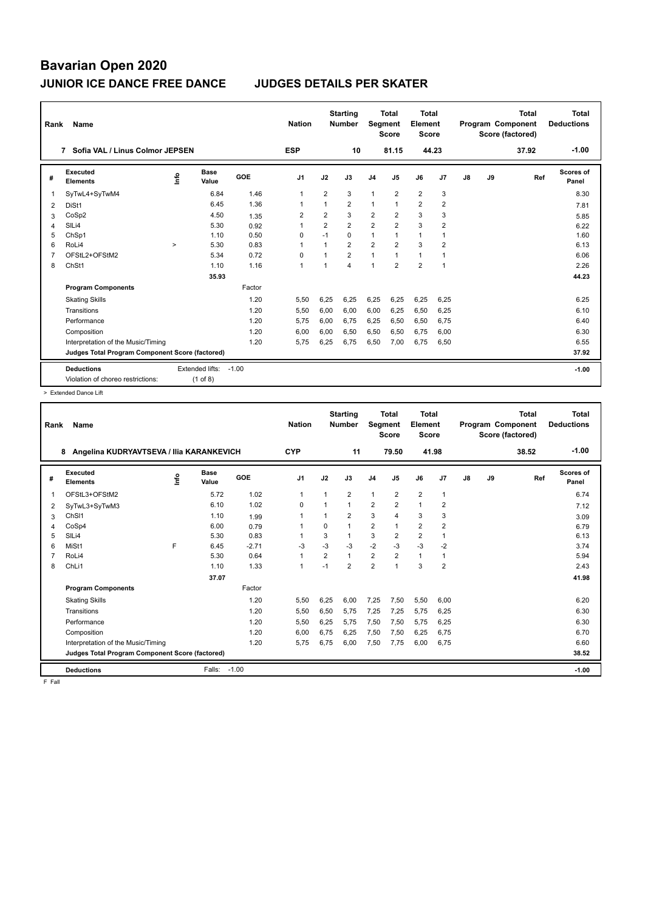# Bavarian Open 2020

## JUNIOR ICE DANCE FREE DANCE JUDGES DETAILS PER SKATER

| Rank | Name | Nation | Starting Number | Total Segment Score | Total Element Score | Total Program Component Score (factored) | Total Deductions |
|---|---|---|---|---|---|---|---|
| 7 | Sofia VAL / Linus Colmor JEPSEN | ESP | 10 | 81.15 | 44.23 | 37.92 | -1.00 |

| # | Executed Elements | Info | Base Value | GOE | J1 | J2 | J3 | J4 | J5 | J6 | J7 | J8 | J9 | Ref | Scores of Panel |
|---|---|---|---|---|---|---|---|---|---|---|---|---|---|---|---|
| 1 | SyTwL4+SyTwM4 | | 6.84 | 1.46 | 1 | 2 | 3 | 1 | 2 | 2 | 3 | | | | 8.30 |
| 2 | DiSt1 | | 6.45 | 1.36 | 1 | 1 | 2 | 1 | 1 | 2 | 2 | | | | 7.81 |
| 3 | CoSp2 | | 4.50 | 1.35 | 2 | 2 | 3 | 2 | 2 | 3 | 3 | | | | 5.85 |
| 4 | SlLi4 | | 5.30 | 0.92 | 1 | 2 | 2 | 2 | 2 | 3 | 2 | | | | 6.22 |
| 5 | ChSp1 | | 1.10 | 0.50 | 0 | -1 | 0 | 1 | 1 | 1 | 1 | | | | 1.60 |
| 6 | RoLi4 | > | 5.30 | 0.83 | 1 | 1 | 2 | 2 | 2 | 3 | 2 | | | | 6.13 |
| 7 | OFStL2+OFStM2 | | 5.34 | 0.72 | 0 | 1 | 2 | 1 | 1 | 1 | 1 | | | | 6.06 |
| 8 | ChSt1 | | 1.10 | 1.16 | 1 | 1 | 4 | 1 | 2 | 2 | 1 | | | | 2.26 |
| | | | 35.93 | | | | | | | | | | | | 44.23 |

| Program Components | Factor | J1 | J2 | J3 | J4 | J5 | J6 | J7 | J8 | J9 | Scores of Panel |
|---|---|---|---|---|---|---|---|---|---|---|---|
| Skating Skills | 1.20 | 5,50 | 6,25 | 6,25 | 6,25 | 6,25 | 6,25 | 6,25 | | | 6.25 |
| Transitions | 1.20 | 5,50 | 6,00 | 6,00 | 6,00 | 6,25 | 6,50 | 6,25 | | | 6.10 |
| Performance | 1.20 | 5,75 | 6,00 | 6,75 | 6,25 | 6,50 | 6,50 | 6,75 | | | 6.40 |
| Composition | 1.20 | 6,00 | 6,00 | 6,50 | 6,50 | 6,50 | 6,75 | 6,00 | | | 6.30 |
| Interpretation of the Music/Timing | 1.20 | 5,75 | 6,25 | 6,75 | 6,50 | 7,00 | 6,75 | 6,50 | | | 6.55 |
| Judges Total Program Component Score (factored) | | | | | | | | | | | 37.92 |

**Deductions** Extended lifts: -1.00 — Violation of choreo restrictions: (1 of 8) — **-1.00**

> Extended Dance Lift

| Rank | Name | Nation | Starting Number | Total Segment Score | Total Element Score | Total Program Component Score (factored) | Total Deductions |
|---|---|---|---|---|---|---|---|
| 8 | Angelina KUDRYAVTSEVA / Ilia KARANKEVICH | CYP | 11 | 79.50 | 41.98 | 38.52 | -1.00 |

| # | Executed Elements | Info | Base Value | GOE | J1 | J2 | J3 | J4 | J5 | J6 | J7 | J8 | J9 | Ref | Scores of Panel |
|---|---|---|---|---|---|---|---|---|---|---|---|---|---|---|---|
| 1 | OFStL3+OFStM2 | | 5.72 | 1.02 | 1 | 1 | 2 | 1 | 2 | 2 | 1 | | | | 6.74 |
| 2 | SyTwL3+SyTwM3 | | 6.10 | 1.02 | 0 | 1 | 1 | 2 | 2 | 1 | 2 | | | | 7.12 |
| 3 | ChSl1 | | 1.10 | 1.99 | 1 | 1 | 2 | 3 | 4 | 3 | 3 | | | | 3.09 |
| 4 | CoSp4 | | 6.00 | 0.79 | 1 | 0 | 1 | 2 | 1 | 2 | 2 | | | | 6.79 |
| 5 | SlLi4 | | 5.30 | 0.83 | 1 | 3 | 1 | 3 | 2 | 2 | 1 | | | | 6.13 |
| 6 | MiSt1 | F | 6.45 | -2.71 | -3 | -3 | -3 | -2 | -3 | -3 | -2 | | | | 3.74 |
| 7 | RoLi4 | | 5.30 | 0.64 | 1 | 2 | 1 | 2 | 2 | 1 | 1 | | | | 5.94 |
| 8 | ChLi1 | | 1.10 | 1.33 | 1 | -1 | 2 | 2 | 1 | 3 | 2 | | | | 2.43 |
| | | | 37.07 | | | | | | | | | | | | 41.98 |

| Program Components | Factor | J1 | J2 | J3 | J4 | J5 | J6 | J7 | J8 | J9 | Scores of Panel |
|---|---|---|---|---|---|---|---|---|---|---|---|
| Skating Skills | 1.20 | 5,50 | 6,25 | 6,00 | 7,25 | 7,50 | 5,50 | 6,00 | | | 6.20 |
| Transitions | 1.20 | 5,50 | 6,50 | 5,75 | 7,25 | 7,25 | 5,75 | 6,25 | | | 6.30 |
| Performance | 1.20 | 5,50 | 6,25 | 5,75 | 7,50 | 7,50 | 5,75 | 6,25 | | | 6.30 |
| Composition | 1.20 | 6,00 | 6,75 | 6,25 | 7,50 | 7,50 | 6,25 | 6,75 | | | 6.70 |
| Interpretation of the Music/Timing | 1.20 | 5,75 | 6,75 | 6,00 | 7,50 | 7,75 | 6,00 | 6,75 | | | 6.60 |
| Judges Total Program Component Score (factored) | | | | | | | | | | | 38.52 |

**Deductions** Falls: -1.00 — **-1.00**

F Fall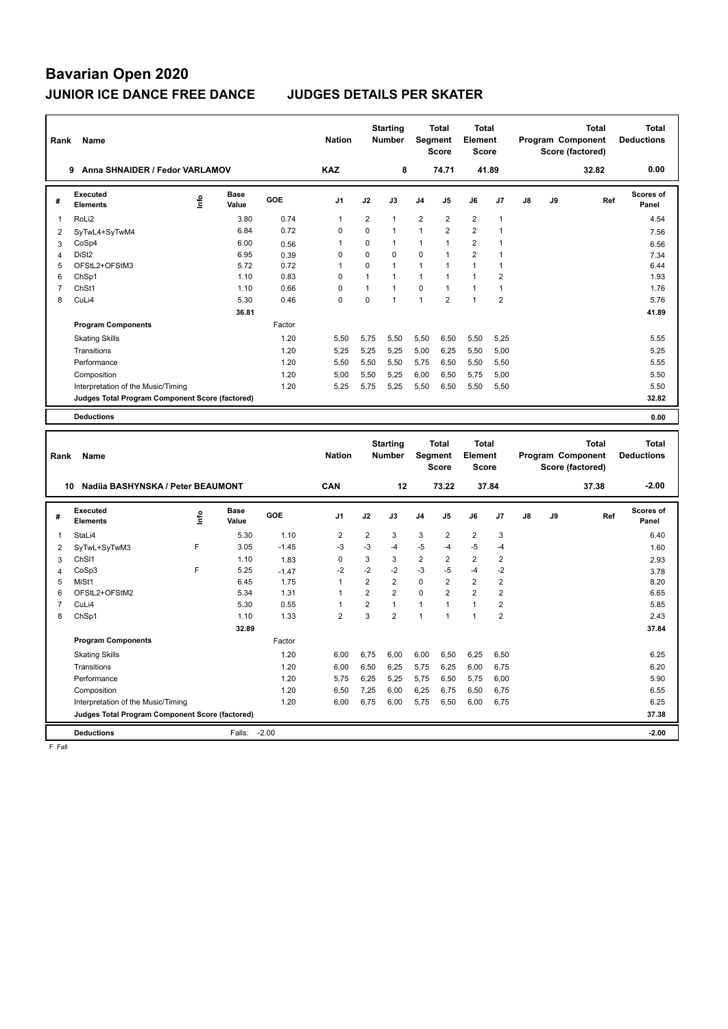# Bavarian Open 2020

## JUNIOR ICE DANCE FREE DANCE — JUDGES DETAILS PER SKATER

| Rank | Name | Nation | Starting Number | Total Segment Score | Total Element Score | Total Program Component Score (factored) | Total Deductions |
|---|---|---|---|---|---|---|---|
| 9 | Anna SHNAIDER / Fedor VARLAMOV | KAZ | 8 | 74.71 | 41.89 | 32.82 | 0.00 |

| # | Executed Elements | Info | Base Value | GOE | J1 | J2 | J3 | J4 | J5 | J6 | J7 | J8 | J9 | Ref | Scores of Panel |
|---|---|---|---|---|---|---|---|---|---|---|---|---|---|---|---|
| 1 | RoLi2 | | 3.80 | 0.74 | 1 | 2 | 1 | 2 | 2 | 2 | 1 | | | | 4.54 |
| 2 | SyTwL4+SyTwM4 | | 6.84 | 0.72 | 0 | 0 | 1 | 1 | 2 | 2 | 1 | | | | 7.56 |
| 3 | CoSp4 | | 6.00 | 0.56 | 1 | 0 | 1 | 1 | 1 | 2 | 1 | | | | 6.56 |
| 4 | DiSt2 | | 6.95 | 0.39 | 0 | 0 | 0 | 0 | 1 | 2 | 1 | | | | 7.34 |
| 5 | OFStL2+OFStM3 | | 5.72 | 0.72 | 1 | 0 | 1 | 1 | 1 | 1 | 1 | | | | 6.44 |
| 6 | ChSp1 | | 1.10 | 0.83 | 0 | 1 | 1 | 1 | 1 | 1 | 2 | | | | 1.93 |
| 7 | ChSt1 | | 1.10 | 0.66 | 0 | 1 | 1 | 0 | 1 | 1 | 1 | | | | 1.76 |
| 8 | CuLi4 | | 5.30 | 0.46 | 0 | 0 | 1 | 1 | 2 | 1 | 2 | | | | 5.76 |
| | | | 36.81 | | | | | | | | | | | | 41.89 |
| | **Program Components** | | | Factor | | | | | | | | | | | |
| | Skating Skills | | | 1.20 | 5,50 | 5,75 | 5,50 | 5,50 | 6,50 | 5,50 | 5,25 | | | | 5.55 |
| | Transitions | | | 1.20 | 5,25 | 5,25 | 5,25 | 5,00 | 6,25 | 5,50 | 5,00 | | | | 5.25 |
| | Performance | | | 1.20 | 5,50 | 5,50 | 5,50 | 5,75 | 6,50 | 5,50 | 5,50 | | | | 5.55 |
| | Composition | | | 1.20 | 5,00 | 5,50 | 5,25 | 6,00 | 6,50 | 5,75 | 5,00 | | | | 5.50 |
| | Interpretation of the Music/Timing | | | 1.20 | 5,25 | 5,75 | 5,25 | 5,50 | 6,50 | 5,50 | 5,50 | | | | 5.50 |
| | **Judges Total Program Component Score (factored)** | | | | | | | | | | | | | | 32.82 |
| | **Deductions** | | | | | | | | | | | | | | 0.00 |

| Rank | Name | Nation | Starting Number | Total Segment Score | Total Element Score | Total Program Component Score (factored) | Total Deductions |
|---|---|---|---|---|---|---|---|
| 10 | Nadiia BASHYNSKA / Peter BEAUMONT | CAN | 12 | 73.22 | 37.84 | 37.38 | -2.00 |

| # | Executed Elements | Info | Base Value | GOE | J1 | J2 | J3 | J4 | J5 | J6 | J7 | J8 | J9 | Ref | Scores of Panel |
|---|---|---|---|---|---|---|---|---|---|---|---|---|---|---|---|
| 1 | StaLi4 | | 5.30 | 1.10 | 2 | 2 | 3 | 3 | 2 | 2 | 3 | | | | 6.40 |
| 2 | SyTwL+SyTwM3 | F | 3.05 | -1.45 | -3 | -3 | -4 | -5 | -4 | -5 | -4 | | | | 1.60 |
| 3 | ChSl1 | | 1.10 | 1.83 | 0 | 3 | 3 | 2 | 2 | 2 | 2 | | | | 2.93 |
| 4 | CoSp3 | F | 5.25 | -1.47 | -2 | -2 | -2 | -3 | -5 | -4 | -2 | | | | 3.78 |
| 5 | MiSt1 | | 6.45 | 1.75 | 1 | 2 | 2 | 0 | 2 | 2 | 2 | | | | 8.20 |
| 6 | OFStL2+OFStM2 | | 5.34 | 1.31 | 1 | 2 | 2 | 0 | 2 | 2 | 2 | | | | 6.65 |
| 7 | CuLi4 | | 5.30 | 0.55 | 1 | 2 | 1 | 1 | 1 | 1 | 2 | | | | 5.85 |
| 8 | ChSp1 | | 1.10 | 1.33 | 2 | 3 | 2 | 1 | 1 | 1 | 2 | | | | 2.43 |
| | | | 32.89 | | | | | | | | | | | | 37.84 |
| | **Program Components** | | | Factor | | | | | | | | | | | |
| | Skating Skills | | | 1.20 | 6,00 | 6,75 | 6,00 | 6,00 | 6,50 | 6,25 | 6,50 | | | | 6.25 |
| | Transitions | | | 1.20 | 6,00 | 6,50 | 6,25 | 5,75 | 6,25 | 6,00 | 6,75 | | | | 6.20 |
| | Performance | | | 1.20 | 5,75 | 6,25 | 5,25 | 5,75 | 6,50 | 5,75 | 6,00 | | | | 5.90 |
| | Composition | | | 1.20 | 6,50 | 7,25 | 6,00 | 6,25 | 6,75 | 6,50 | 6,75 | | | | 6.55 |
| | Interpretation of the Music/Timing | | | 1.20 | 6,00 | 6,75 | 6,00 | 5,75 | 6,50 | 6,00 | 6,75 | | | | 6.25 |
| | **Judges Total Program Component Score (factored)** | | | | | | | | | | | | | | 37.38 |
| | **Deductions** | | Falls: | -2.00 | | | | | | | | | | | -2.00 |

F Fall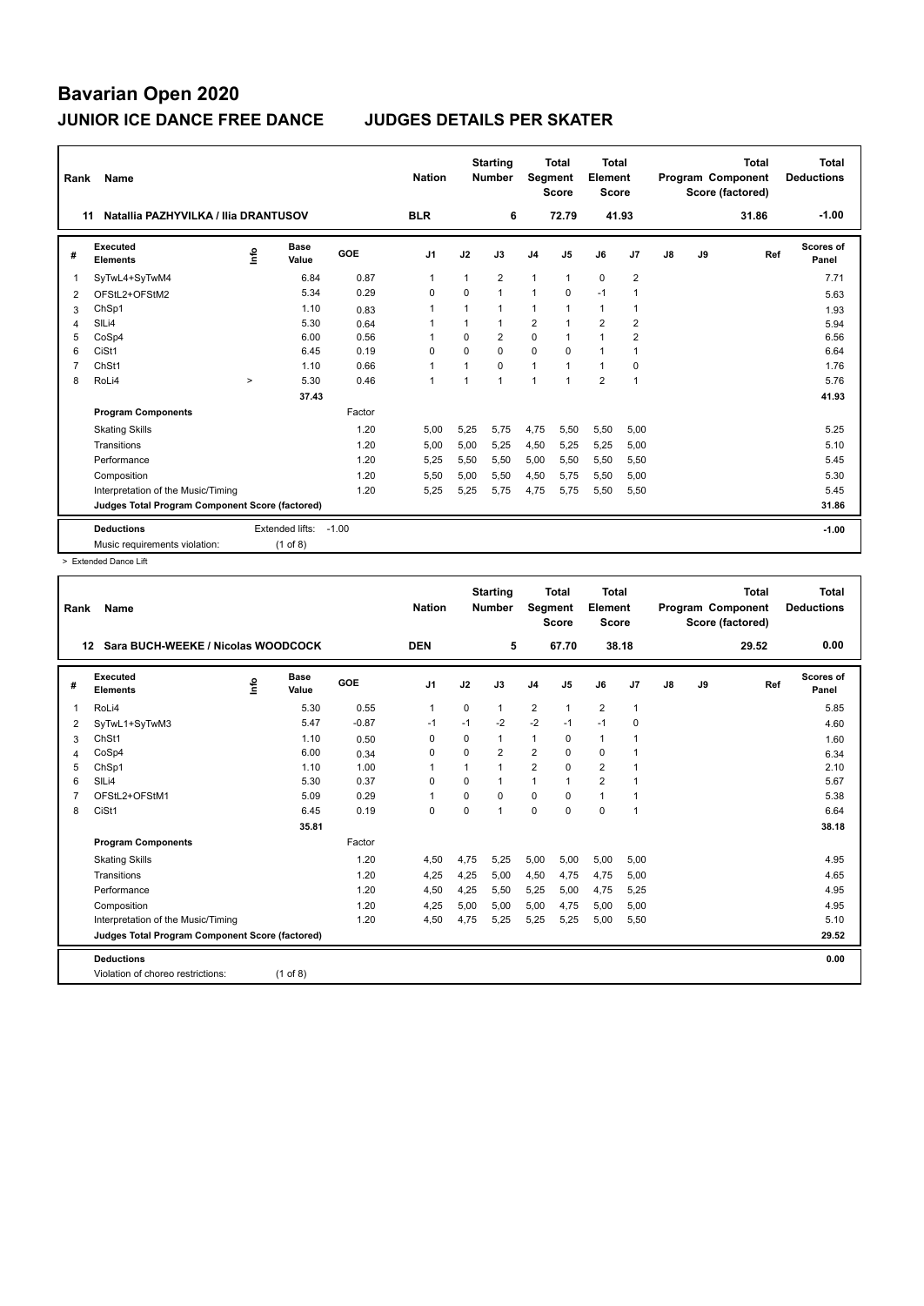# Bavarian Open 2020

## JUNIOR ICE DANCE FREE DANCE    JUDGES DETAILS PER SKATER

| Rank | Name | Nation | Starting Number | Total Segment Score | Total Element Score | Total Program Component Score (factored) | Total Deductions |
|---|---|---|---|---|---|---|---|
| 11 | Natallia PAZHYVILKA / Ilia DRANTUSOV | BLR | 6 | 72.79 | 41.93 | 31.86 | -1.00 |

| # | Executed Elements | Info | Base Value | GOE | J1 | J2 | J3 | J4 | J5 | J6 | J7 | J8 | J9 | Ref | Scores of Panel |
|---|---|---|---|---|---|---|---|---|---|---|---|---|---|---|---|
| 1 | SyTwL4+SyTwM4 | | 6.84 | 0.87 | 1 | 1 | 2 | 1 | 1 | 0 | 2 | | | | 7.71 |
| 2 | OFStL2+OFStM2 | | 5.34 | 0.29 | 0 | 0 | 1 | 1 | 0 | -1 | 1 | | | | 5.63 |
| 3 | ChSp1 | | 1.10 | 0.83 | 1 | 1 | 1 | 1 | 1 | 1 | 1 | | | | 1.93 |
| 4 | SlLi4 | | 5.30 | 0.64 | 1 | 1 | 1 | 2 | 1 | 2 | 2 | | | | 5.94 |
| 5 | CoSp4 | | 6.00 | 0.56 | 1 | 0 | 2 | 0 | 1 | 1 | 2 | | | | 6.56 |
| 6 | CiSt1 | | 6.45 | 0.19 | 0 | 0 | 0 | 0 | 0 | 1 | 1 | | | | 6.64 |
| 7 | ChSt1 | | 1.10 | 0.66 | 1 | 1 | 0 | 1 | 1 | 1 | 0 | | | | 1.76 |
| 8 | RoLi4 | > | 5.30 | 0.46 | 1 | 1 | 1 | 1 | 1 | 2 | 1 | | | | 5.76 |
| | | | 37.43 | | | | | | | | | | | | 41.93 |

| Program Components | Factor | J1 | J2 | J3 | J4 | J5 | J6 | J7 | J8 | J9 | Scores of Panel |
|---|---|---|---|---|---|---|---|---|---|---|---|
| Skating Skills | 1.20 | 5,00 | 5,25 | 5,75 | 4,75 | 5,50 | 5,50 | 5,00 | | | 5.25 |
| Transitions | 1.20 | 5,00 | 5,00 | 5,25 | 4,50 | 5,25 | 5,25 | 5,00 | | | 5.10 |
| Performance | 1.20 | 5,25 | 5,50 | 5,50 | 5,00 | 5,50 | 5,50 | 5,50 | | | 5.45 |
| Composition | 1.20 | 5,50 | 5,00 | 5,50 | 4,50 | 5,75 | 5,50 | 5,00 | | | 5.30 |
| Interpretation of the Music/Timing | 1.20 | 5,25 | 5,25 | 5,75 | 4,75 | 5,75 | 5,50 | 5,50 | | | 5.45 |
| Judges Total Program Component Score (factored) | | | | | | | | | | | 31.86 |

| Deductions | | |
|---|---|---|
| Extended lifts: | -1.00 | -1.00 |
| Music requirements violation: | (1 of 8) | |

> Extended Dance Lift

| Rank | Name | Nation | Starting Number | Total Segment Score | Total Element Score | Total Program Component Score (factored) | Total Deductions |
|---|---|---|---|---|---|---|---|
| 12 | Sara BUCH-WEEKE / Nicolas WOODCOCK | DEN | 5 | 67.70 | 38.18 | 29.52 | 0.00 |

| # | Executed Elements | Info | Base Value | GOE | J1 | J2 | J3 | J4 | J5 | J6 | J7 | J8 | J9 | Ref | Scores of Panel |
|---|---|---|---|---|---|---|---|---|---|---|---|---|---|---|---|
| 1 | RoLi4 | | 5.30 | 0.55 | 1 | 0 | 1 | 2 | 1 | 2 | 1 | | | | 5.85 |
| 2 | SyTwL1+SyTwM3 | | 5.47 | -0.87 | -1 | -1 | -2 | -2 | -1 | -1 | 0 | | | | 4.60 |
| 3 | ChSt1 | | 1.10 | 0.50 | 0 | 0 | 1 | 1 | 0 | 1 | 1 | | | | 1.60 |
| 4 | CoSp4 | | 6.00 | 0.34 | 0 | 0 | 2 | 2 | 0 | 0 | 1 | | | | 6.34 |
| 5 | ChSp1 | | 1.10 | 1.00 | 1 | 1 | 1 | 2 | 0 | 2 | 1 | | | | 2.10 |
| 6 | SlLi4 | | 5.30 | 0.37 | 0 | 0 | 1 | 1 | 1 | 2 | 1 | | | | 5.67 |
| 7 | OFStL2+OFStM1 | | 5.09 | 0.29 | 1 | 0 | 0 | 0 | 0 | 1 | 1 | | | | 5.38 |
| 8 | CiSt1 | | 6.45 | 0.19 | 0 | 0 | 1 | 0 | 0 | 0 | 1 | | | | 6.64 |
| | | | 35.81 | | | | | | | | | | | | 38.18 |

| Program Components | Factor | J1 | J2 | J3 | J4 | J5 | J6 | J7 | J8 | J9 | Scores of Panel |
|---|---|---|---|---|---|---|---|---|---|---|---|
| Skating Skills | 1.20 | 4,50 | 4,75 | 5,25 | 5,00 | 5,00 | 5,00 | 5,00 | | | 4.95 |
| Transitions | 1.20 | 4,25 | 4,25 | 5,00 | 4,50 | 4,75 | 4,75 | 5,00 | | | 4.65 |
| Performance | 1.20 | 4,50 | 4,25 | 5,50 | 5,25 | 5,00 | 4,75 | 5,25 | | | 4.95 |
| Composition | 1.20 | 4,25 | 5,00 | 5,00 | 5,00 | 4,75 | 5,00 | 5,00 | | | 4.95 |
| Interpretation of the Music/Timing | 1.20 | 4,50 | 4,75 | 5,25 | 5,25 | 5,25 | 5,00 | 5,50 | | | 5.10 |
| Judges Total Program Component Score (factored) | | | | | | | | | | | 29.52 |

| Deductions | | |
|---|---|---|
| Violation of choreo restrictions: | (1 of 8) | 0.00 |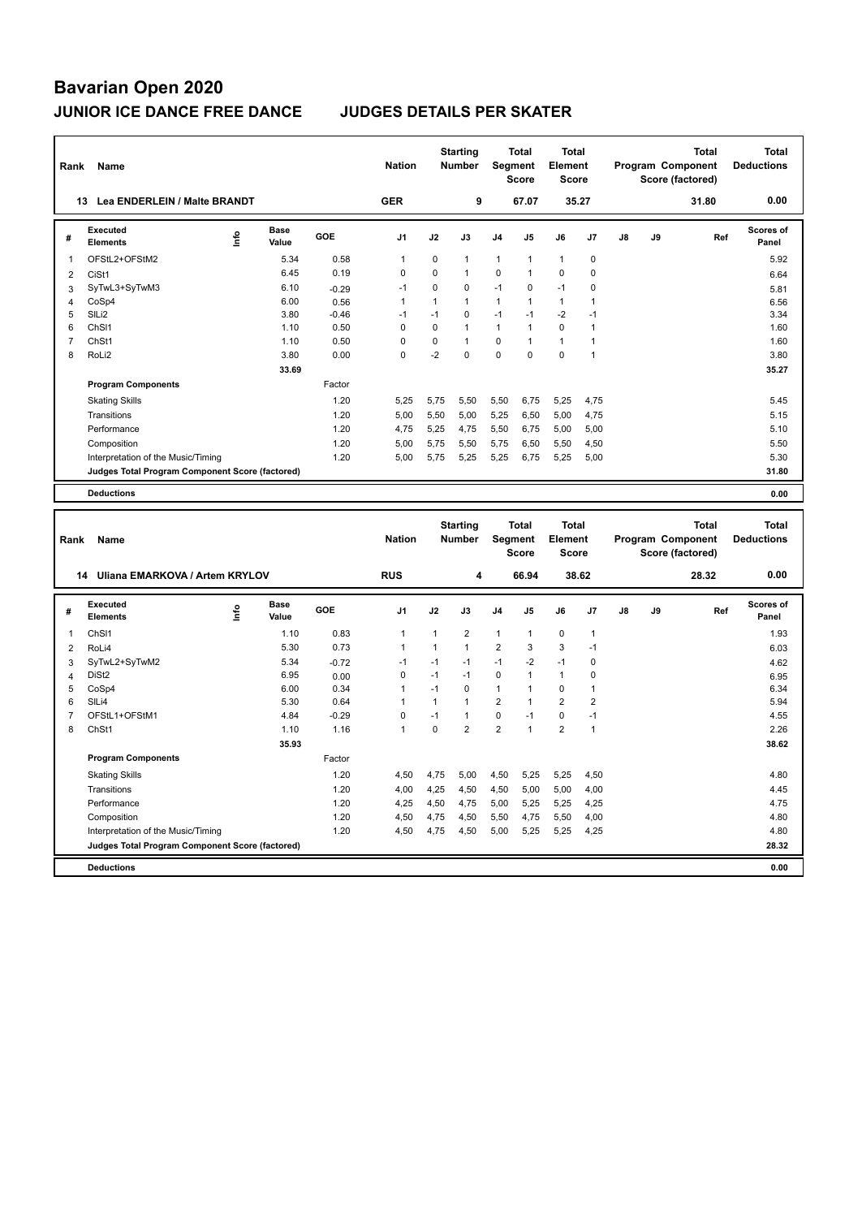# Bavarian Open 2020

## JUNIOR ICE DANCE FREE DANCE JUDGES DETAILS PER SKATER

| Rank | Name | Nation | Starting Number | Total Segment Score | Total Element Score | Total Program Component Score (factored) | Total Deductions |
|---|---|---|---|---|---|---|---|
| 13 | Lea ENDERLEIN / Malte BRANDT | GER | 9 | 67.07 | 35.27 | 31.80 | 0.00 |

| # | Executed Elements | Info | Base Value | GOE | J1 | J2 | J3 | J4 | J5 | J6 | J7 | J8 | J9 | Ref | Scores of Panel |
|---|---|---|---|---|---|---|---|---|---|---|---|---|---|---|---|
| 1 | OFStL2+OFStM2 | | 5.34 | 0.58 | 1 | 0 | 1 | 1 | 1 | 1 | 0 | | | | 5.92 |
| 2 | CiSt1 | | 6.45 | 0.19 | 0 | 0 | 1 | 0 | 1 | 0 | 0 | | | | 6.64 |
| 3 | SyTwL3+SyTwM3 | | 6.10 | -0.29 | -1 | 0 | 0 | -1 | 0 | -1 | 0 | | | | 5.81 |
| 4 | CoSp4 | | 6.00 | 0.56 | 1 | 1 | 1 | 1 | 1 | 1 | 1 | | | | 6.56 |
| 5 | SlLi2 | | 3.80 | -0.46 | -1 | -1 | 0 | -1 | -1 | -2 | -1 | | | | 3.34 |
| 6 | ChSl1 | | 1.10 | 0.50 | 0 | 0 | 1 | 1 | 1 | 0 | 1 | | | | 1.60 |
| 7 | ChSt1 | | 1.10 | 0.50 | 0 | 0 | 1 | 0 | 1 | 1 | 1 | | | | 1.60 |
| 8 | RoLi2 | | 3.80 | 0.00 | 0 | -2 | 0 | 0 | 0 | 0 | 1 | | | | 3.80 |
| | | | 33.69 | | | | | | | | | | | | 35.27 |

| Program Components | Factor | J1 | J2 | J3 | J4 | J5 | J6 | J7 | J8 | J9 | Scores of Panel |
|---|---|---|---|---|---|---|---|---|---|---|---|
| Skating Skills | 1.20 | 5,25 | 5,75 | 5,50 | 5,50 | 6,75 | 5,25 | 4,75 | | | 5.45 |
| Transitions | 1.20 | 5,00 | 5,50 | 5,00 | 5,25 | 6,50 | 5,00 | 4,75 | | | 5.15 |
| Performance | 1.20 | 4,75 | 5,25 | 4,75 | 5,50 | 6,75 | 5,00 | 5,00 | | | 5.10 |
| Composition | 1.20 | 5,00 | 5,75 | 5,50 | 5,75 | 6,50 | 5,50 | 4,50 | | | 5.50 |
| Interpretation of the Music/Timing | 1.20 | 5,00 | 5,75 | 5,25 | 5,25 | 6,75 | 5,25 | 5,00 | | | 5.30 |
| Judges Total Program Component Score (factored) | | | | | | | | | | | 31.80 |

**Deductions** 0.00

| Rank | Name | Nation | Starting Number | Total Segment Score | Total Element Score | Total Program Component Score (factored) | Total Deductions |
|---|---|---|---|---|---|---|---|
| 14 | Uliana EMARKOVA / Artem KRYLOV | RUS | 4 | 66.94 | 38.62 | 28.32 | 0.00 |

| # | Executed Elements | Info | Base Value | GOE | J1 | J2 | J3 | J4 | J5 | J6 | J7 | J8 | J9 | Ref | Scores of Panel |
|---|---|---|---|---|---|---|---|---|---|---|---|---|---|---|---|
| 1 | ChSl1 | | 1.10 | 0.83 | 1 | 1 | 2 | 1 | 1 | 0 | 1 | | | | 1.93 |
| 2 | RoLi4 | | 5.30 | 0.73 | 1 | 1 | 1 | 2 | 3 | 3 | -1 | | | | 6.03 |
| 3 | SyTwL2+SyTwM2 | | 5.34 | -0.72 | -1 | -1 | -1 | -1 | -2 | -1 | 0 | | | | 4.62 |
| 4 | DiSt2 | | 6.95 | 0.00 | 0 | -1 | -1 | 0 | 1 | 1 | 0 | | | | 6.95 |
| 5 | CoSp4 | | 6.00 | 0.34 | 1 | -1 | 0 | 1 | 1 | 0 | 1 | | | | 6.34 |
| 6 | SlLi4 | | 5.30 | 0.64 | 1 | 1 | 1 | 2 | 1 | 2 | 2 | | | | 5.94 |
| 7 | OFStL1+OFStM1 | | 4.84 | -0.29 | 0 | -1 | 1 | 0 | -1 | 0 | -1 | | | | 4.55 |
| 8 | ChSt1 | | 1.10 | 1.16 | 1 | 0 | 2 | 2 | 1 | 2 | 1 | | | | 2.26 |
| | | | 35.93 | | | | | | | | | | | | 38.62 |

| Program Components | Factor | J1 | J2 | J3 | J4 | J5 | J6 | J7 | J8 | J9 | Scores of Panel |
|---|---|---|---|---|---|---|---|---|---|---|---|
| Skating Skills | 1.20 | 4,50 | 4,75 | 5,00 | 4,50 | 5,25 | 5,25 | 4,50 | | | 4.80 |
| Transitions | 1.20 | 4,00 | 4,25 | 4,50 | 4,50 | 5,00 | 5,00 | 4,00 | | | 4.45 |
| Performance | 1.20 | 4,25 | 4,50 | 4,75 | 5,00 | 5,25 | 5,25 | 4,25 | | | 4.75 |
| Composition | 1.20 | 4,50 | 4,75 | 4,50 | 5,50 | 4,75 | 5,50 | 4,00 | | | 4.80 |
| Interpretation of the Music/Timing | 1.20 | 4,50 | 4,75 | 4,50 | 5,00 | 5,25 | 5,25 | 4,25 | | | 4.80 |
| Judges Total Program Component Score (factored) | | | | | | | | | | | 28.32 |

**Deductions** 0.00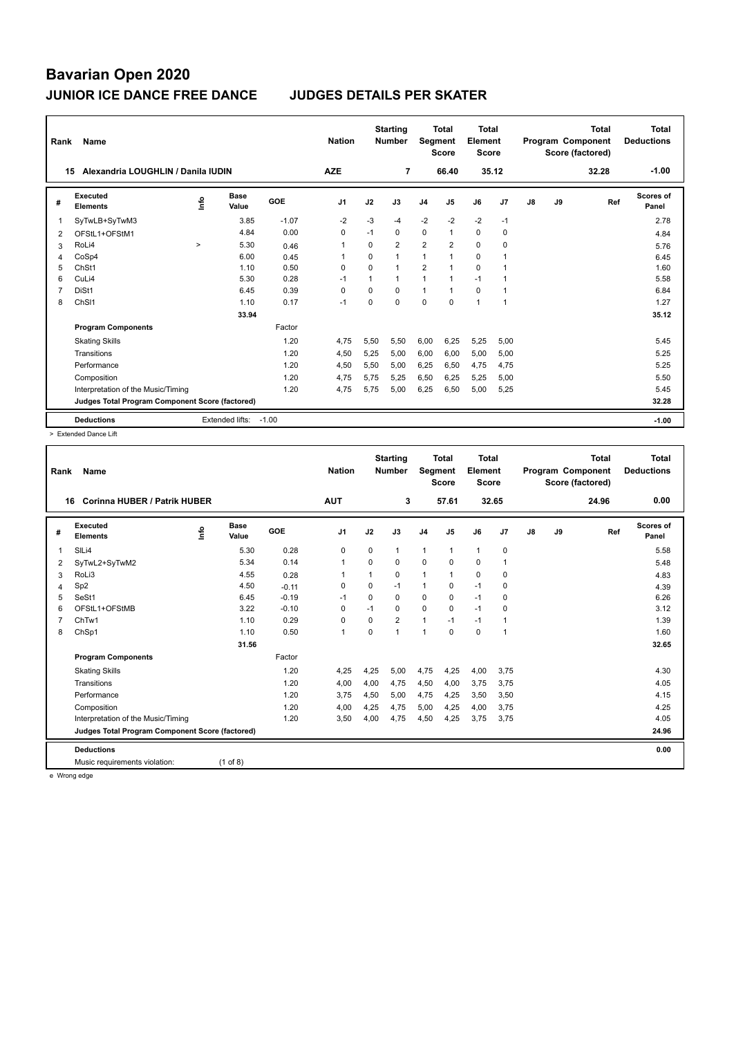# Bavarian Open 2020

## JUNIOR ICE DANCE FREE DANCE JUDGES DETAILS PER SKATER

| Rank | Name | Nation | Starting Number | Total Segment Score | Total Element Score | Total Program Component Score (factored) | Total Deductions |
|---|---|---|---|---|---|---|---|
| 15 | Alexandria LOUGHLIN / Danila IUDIN | AZE | 7 | 66.40 | 35.12 | 32.28 | -1.00 |

| # | Executed Elements | Info | Base Value | GOE | J1 | J2 | J3 | J4 | J5 | J6 | J7 | J8 | J9 | Ref | Scores of Panel |
|---|---|---|---|---|---|---|---|---|---|---|---|---|---|---|---|
| 1 | SyTwLB+SyTwM3 | | 3.85 | -1.07 | -2 | -3 | -4 | -2 | -2 | -2 | -1 | | | | 2.78 |
| 2 | OFStL1+OFStM1 | | 4.84 | 0.00 | 0 | -1 | 0 | 0 | 1 | 0 | 0 | | | | 4.84 |
| 3 | RoLi4 | > | 5.30 | 0.46 | 1 | 0 | 2 | 2 | 2 | 0 | 0 | | | | 5.76 |
| 4 | CoSp4 | | 6.00 | 0.45 | 1 | 0 | 1 | 1 | 1 | 0 | 1 | | | | 6.45 |
| 5 | ChSt1 | | 1.10 | 0.50 | 0 | 0 | 1 | 2 | 1 | 0 | 1 | | | | 1.60 |
| 6 | CuLi4 | | 5.30 | 0.28 | -1 | 1 | 1 | 1 | 1 | -1 | 1 | | | | 5.58 |
| 7 | DiSt1 | | 6.45 | 0.39 | 0 | 0 | 0 | 1 | 1 | 0 | 1 | | | | 6.84 |
| 8 | ChSl1 | | 1.10 | 0.17 | -1 | 0 | 0 | 0 | 0 | 1 | 1 | | | | 1.27 |
| | | | 33.94 | | | | | | | | | | | | 35.12 |
| | **Program Components** | | | Factor | | | | | | | | | | | |
| | Skating Skills | | | 1.20 | 4,75 | 5,50 | 5,50 | 6,00 | 6,25 | 5,25 | 5,00 | | | | 5.45 |
| | Transitions | | | 1.20 | 4,50 | 5,25 | 5,00 | 6,00 | 6,00 | 5,00 | 5,00 | | | | 5.25 |
| | Performance | | | 1.20 | 4,50 | 5,50 | 5,00 | 6,25 | 6,50 | 4,75 | 4,75 | | | | 5.25 |
| | Composition | | | 1.20 | 4,75 | 5,75 | 5,25 | 6,50 | 6,25 | 5,25 | 5,00 | | | | 5.50 |
| | Interpretation of the Music/Timing | | | 1.20 | 4,75 | 5,75 | 5,00 | 6,25 | 6,50 | 5,00 | 5,25 | | | | 5.45 |
| | **Judges Total Program Component Score (factored)** | | | | | | | | | | | | | | 32.28 |
| | **Deductions** | Extended lifts: | -1.00 | | | | | | | | | | | | -1.00 |

> Extended Dance Lift

| Rank | Name | Nation | Starting Number | Total Segment Score | Total Element Score | Total Program Component Score (factored) | Total Deductions |
|---|---|---|---|---|---|---|---|
| 16 | Corinna HUBER / Patrik HUBER | AUT | 3 | 57.61 | 32.65 | 24.96 | 0.00 |

| # | Executed Elements | Info | Base Value | GOE | J1 | J2 | J3 | J4 | J5 | J6 | J7 | J8 | J9 | Ref | Scores of Panel |
|---|---|---|---|---|---|---|---|---|---|---|---|---|---|---|---|
| 1 | SlLi4 | | 5.30 | 0.28 | 0 | 0 | 1 | 1 | 1 | 1 | 0 | | | | 5.58 |
| 2 | SyTwL2+SyTwM2 | | 5.34 | 0.14 | 1 | 0 | 0 | 0 | 0 | 0 | 1 | | | | 5.48 |
| 3 | RoLi3 | | 4.55 | 0.28 | 1 | 1 | 0 | 1 | 1 | 0 | 0 | | | | 4.83 |
| 4 | Sp2 | | 4.50 | -0.11 | 0 | 0 | -1 | 1 | 0 | -1 | 0 | | | | 4.39 |
| 5 | SeSt1 | | 6.45 | -0.19 | -1 | 0 | 0 | 0 | 0 | -1 | 0 | | | | 6.26 |
| 6 | OFStL1+OFStMB | | 3.22 | -0.10 | 0 | -1 | 0 | 0 | 0 | -1 | 0 | | | | 3.12 |
| 7 | ChTw1 | | 1.10 | 0.29 | 0 | 0 | 2 | 1 | -1 | -1 | 1 | | | | 1.39 |
| 8 | ChSp1 | | 1.10 | 0.50 | 1 | 0 | 1 | 1 | 0 | 0 | 1 | | | | 1.60 |
| | | | 31.56 | | | | | | | | | | | | 32.65 |
| | **Program Components** | | | Factor | | | | | | | | | | | |
| | Skating Skills | | | 1.20 | 4,25 | 4,25 | 5,00 | 4,75 | 4,25 | 4,00 | 3,75 | | | | 4.30 |
| | Transitions | | | 1.20 | 4,00 | 4,00 | 4,75 | 4,50 | 4,00 | 3,75 | 3,75 | | | | 4.05 |
| | Performance | | | 1.20 | 3,75 | 4,50 | 5,00 | 4,75 | 4,25 | 3,50 | 3,50 | | | | 4.15 |
| | Composition | | | 1.20 | 4,00 | 4,25 | 4,75 | 5,00 | 4,25 | 4,00 | 3,75 | | | | 4.25 |
| | Interpretation of the Music/Timing | | | 1.20 | 3,50 | 4,00 | 4,75 | 4,50 | 4,25 | 3,75 | 3,75 | | | | 4.05 |
| | **Judges Total Program Component Score (factored)** | | | | | | | | | | | | | | 24.96 |
| | **Deductions** | | | | | | | | | | | | | | 0.00 |
| | Music requirements violation: | (1 of 8) | | | | | | | | | | | | | |

e Wrong edge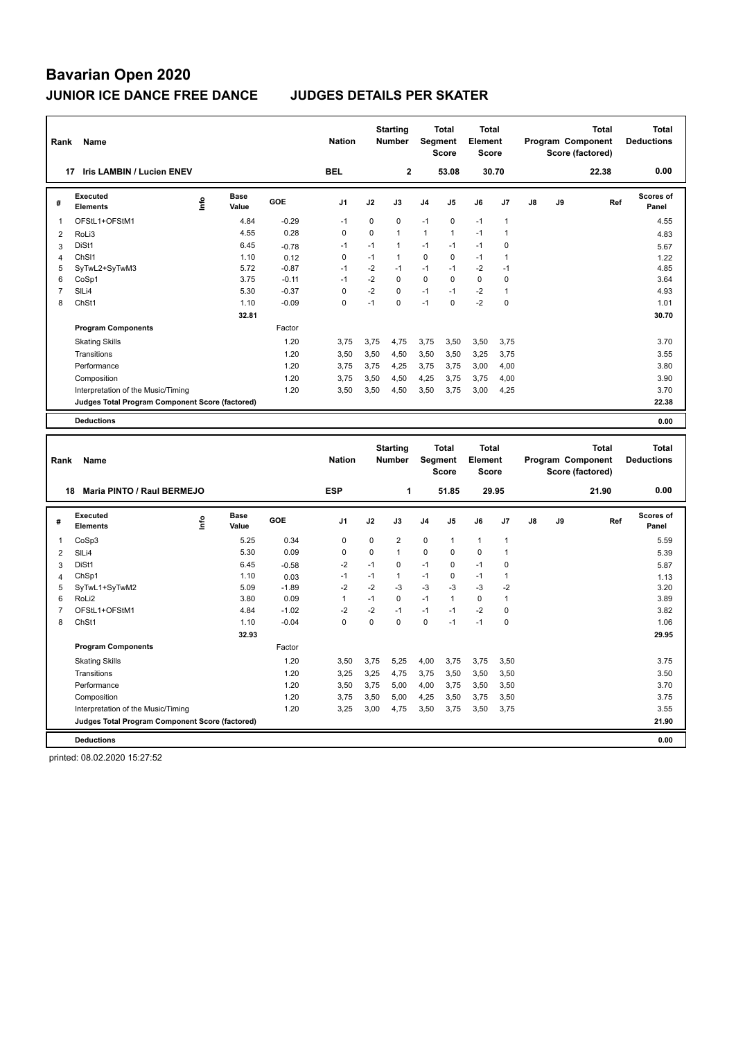# Bavarian Open 2020

## JUNIOR ICE DANCE FREE DANCE JUDGES DETAILS PER SKATER

| Rank | Name | Nation | Starting Number | Total Segment Score | Total Element Score | Total Program Component Score (factored) | Total Deductions |
|---|---|---|---|---|---|---|---|
| 17 | Iris LAMBIN / Lucien ENEV | BEL | 2 | 53.08 | 30.70 | 22.38 | 0.00 |

| # | Executed Elements | Info | Base Value | GOE | J1 | J2 | J3 | J4 | J5 | J6 | J7 | J8 | J9 | Ref | Scores of Panel |
|---|---|---|---|---|---|---|---|---|---|---|---|---|---|---|---|
| 1 | OFStL1+OFStM1 | | 4.84 | -0.29 | -1 | 0 | 0 | -1 | 0 | -1 | 1 | | | | 4.55 |
| 2 | RoLi3 | | 4.55 | 0.28 | 0 | 0 | 1 | 1 | 1 | -1 | 1 | | | | 4.83 |
| 3 | DiSt1 | | 6.45 | -0.78 | -1 | -1 | 1 | -1 | -1 | -1 | 0 | | | | 5.67 |
| 4 | ChSl1 | | 1.10 | 0.12 | 0 | -1 | 1 | 0 | 0 | -1 | 1 | | | | 1.22 |
| 5 | SyTwL2+SyTwM3 | | 5.72 | -0.87 | -1 | -2 | -1 | -1 | -1 | -2 | -1 | | | | 4.85 |
| 6 | CoSp1 | | 3.75 | -0.11 | -1 | -2 | 0 | 0 | 0 | 0 | 0 | | | | 3.64 |
| 7 | SlLi4 | | 5.30 | -0.37 | 0 | -2 | 0 | -1 | -1 | -2 | 1 | | | | 4.93 |
| 8 | ChSt1 | | 1.10 | -0.09 | 0 | -1 | 0 | -1 | 0 | -2 | 0 | | | | 1.01 |
| | | | 32.81 | | | | | | | | | | | | 30.70 |
| | **Program Components** | | | Factor | | | | | | | | | | | |
| | Skating Skills | | | 1.20 | 3,75 | 3,75 | 4,75 | 3,75 | 3,50 | 3,50 | 3,75 | | | | 3.70 |
| | Transitions | | | 1.20 | 3,50 | 3,50 | 4,50 | 3,50 | 3,50 | 3,25 | 3,75 | | | | 3.55 |
| | Performance | | | 1.20 | 3,75 | 3,75 | 4,25 | 3,75 | 3,75 | 3,00 | 4,00 | | | | 3.80 |
| | Composition | | | 1.20 | 3,75 | 3,50 | 4,50 | 4,25 | 3,75 | 3,75 | 4,00 | | | | 3.90 |
| | Interpretation of the Music/Timing | | | 1.20 | 3,50 | 3,50 | 4,50 | 3,50 | 3,75 | 3,00 | 4,25 | | | | 3.70 |
| | **Judges Total Program Component Score (factored)** | | | | | | | | | | | | | | 22.38 |
| | **Deductions** | | | | | | | | | | | | | | 0.00 |

| Rank | Name | Nation | Starting Number | Total Segment Score | Total Element Score | Total Program Component Score (factored) | Total Deductions |
|---|---|---|---|---|---|---|---|
| 18 | Maria PINTO / Raul BERMEJO | ESP | 1 | 51.85 | 29.95 | 21.90 | 0.00 |

| # | Executed Elements | Info | Base Value | GOE | J1 | J2 | J3 | J4 | J5 | J6 | J7 | J8 | J9 | Ref | Scores of Panel |
|---|---|---|---|---|---|---|---|---|---|---|---|---|---|---|---|
| 1 | CoSp3 | | 5.25 | 0.34 | 0 | 0 | 2 | 0 | 1 | 1 | 1 | | | | 5.59 |
| 2 | SlLi4 | | 5.30 | 0.09 | 0 | 0 | 1 | 0 | 0 | 0 | 1 | | | | 5.39 |
| 3 | DiSt1 | | 6.45 | -0.58 | -2 | -1 | 0 | -1 | 0 | -1 | 0 | | | | 5.87 |
| 4 | ChSp1 | | 1.10 | 0.03 | -1 | -1 | 1 | -1 | 0 | -1 | 1 | | | | 1.13 |
| 5 | SyTwL1+SyTwM2 | | 5.09 | -1.89 | -2 | -2 | -3 | -3 | -3 | -3 | -2 | | | | 3.20 |
| 6 | RoLi2 | | 3.80 | 0.09 | 1 | -1 | 0 | -1 | 1 | 0 | 1 | | | | 3.89 |
| 7 | OFStL1+OFStM1 | | 4.84 | -1.02 | -2 | -2 | -1 | -1 | -1 | -2 | 0 | | | | 3.82 |
| 8 | ChSt1 | | 1.10 | -0.04 | 0 | 0 | 0 | 0 | -1 | -1 | 0 | | | | 1.06 |
| | | | 32.93 | | | | | | | | | | | | 29.95 |
| | **Program Components** | | | Factor | | | | | | | | | | | |
| | Skating Skills | | | 1.20 | 3,50 | 3,75 | 5,25 | 4,00 | 3,75 | 3,75 | 3,50 | | | | 3.75 |
| | Transitions | | | 1.20 | 3,25 | 3,25 | 4,75 | 3,75 | 3,50 | 3,50 | 3,50 | | | | 3.50 |
| | Performance | | | 1.20 | 3,50 | 3,75 | 5,00 | 4,00 | 3,75 | 3,50 | 3,50 | | | | 3.70 |
| | Composition | | | 1.20 | 3,75 | 3,50 | 5,00 | 4,25 | 3,50 | 3,75 | 3,50 | | | | 3.75 |
| | Interpretation of the Music/Timing | | | 1.20 | 3,25 | 3,00 | 4,75 | 3,50 | 3,75 | 3,50 | 3,75 | | | | 3.55 |
| | **Judges Total Program Component Score (factored)** | | | | | | | | | | | | | | 21.90 |
| | **Deductions** | | | | | | | | | | | | | | 0.00 |

printed: 08.02.2020 15:27:52